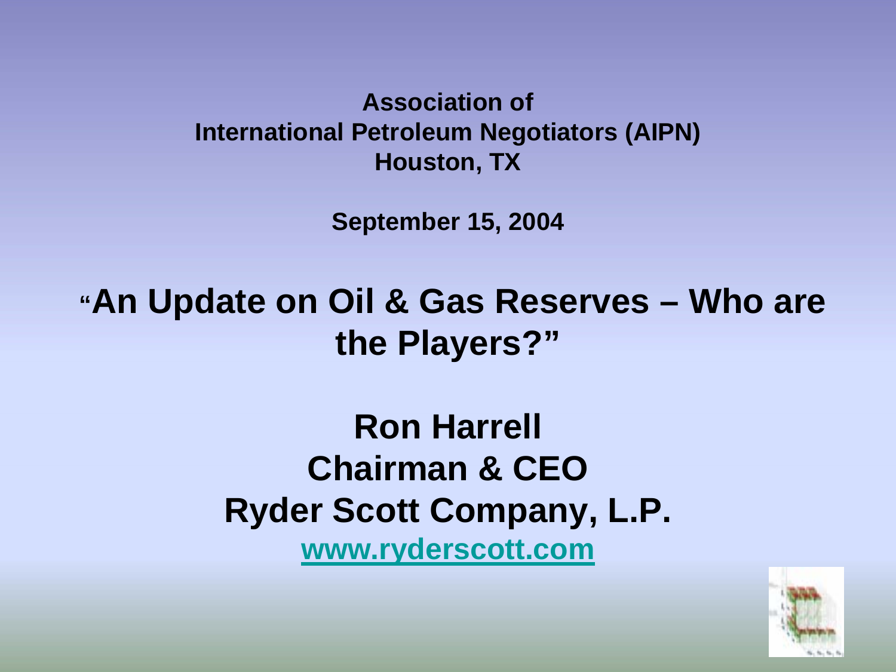**Association of**
**International Petroleum Negotiators (AIPN)**
**Houston, TX**

**September 15, 2004**

# "An Update on Oil & Gas Reserves – Who are the Players?"

## Ron Harrell
## Chairman & CEO
## Ryder Scott Company, L.P.

**www.ryderscott.com**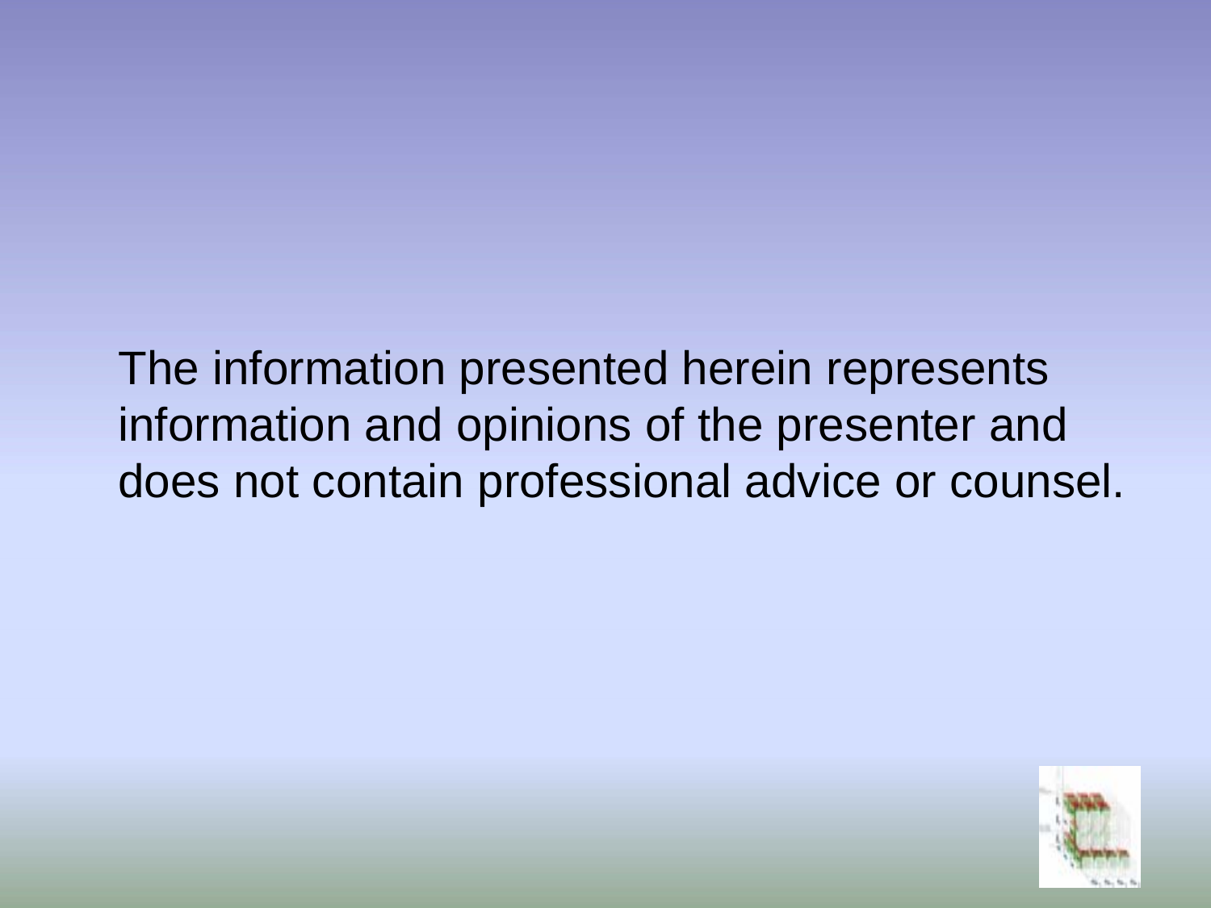The information presented herein represents information and opinions of the presenter and does not contain professional advice or counsel.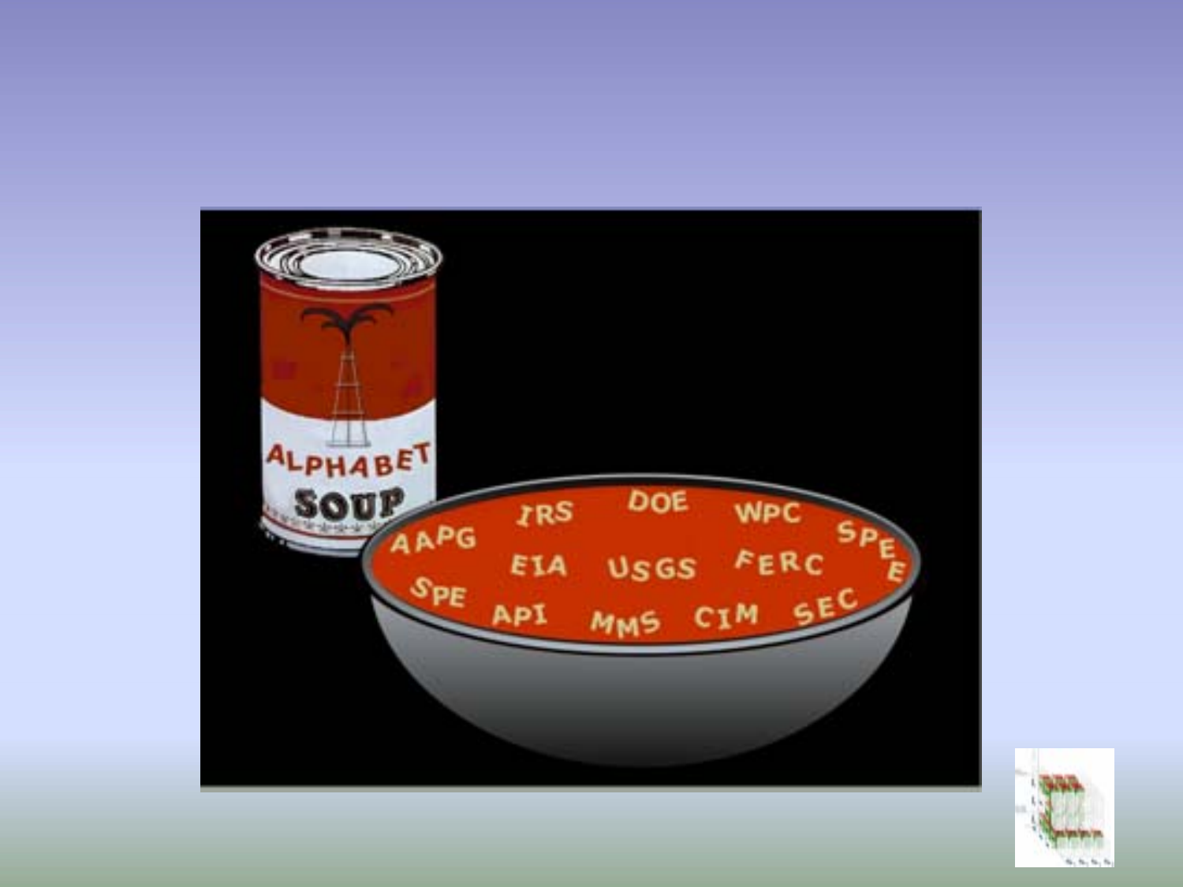ALPHABET SOUP

AAPG IRS DOE WPC SPEE

EIA USGS FERC

SPE API MMS CIM SEC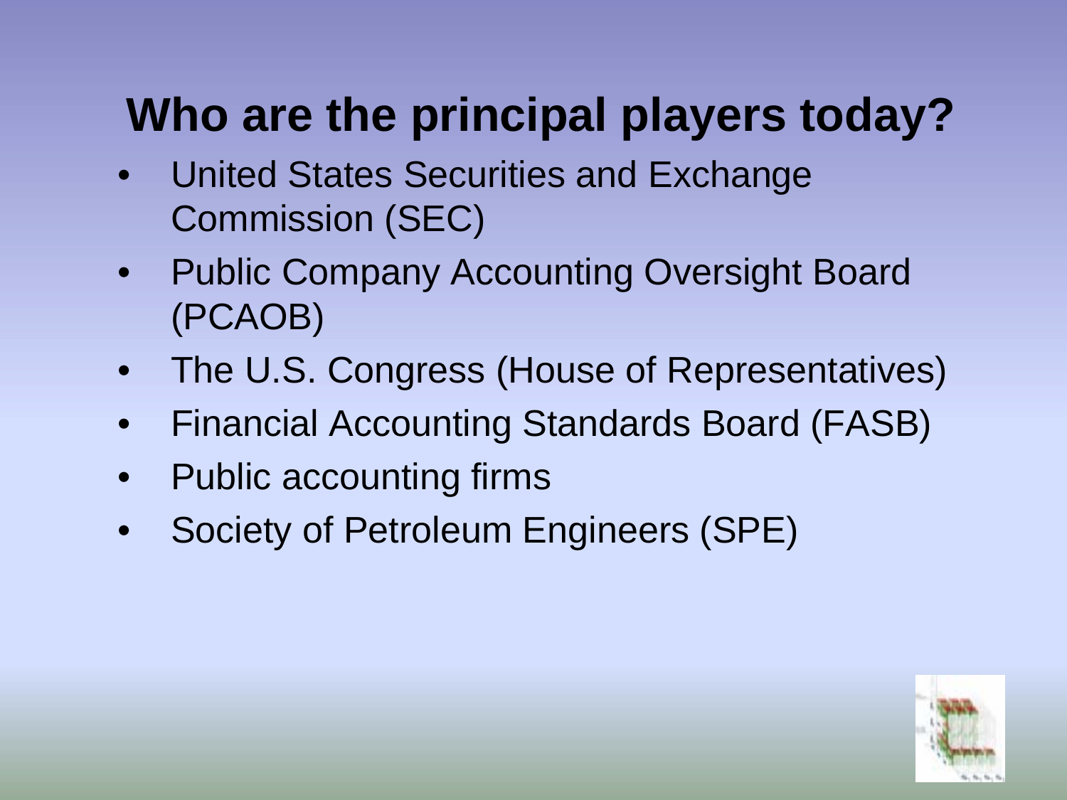# Who are the principal players today?

- United States Securities and Exchange Commission (SEC)
- Public Company Accounting Oversight Board (PCAOB)
- The U.S. Congress (House of Representatives)
- Financial Accounting Standards Board (FASB)
- Public accounting firms
- Society of Petroleum Engineers (SPE)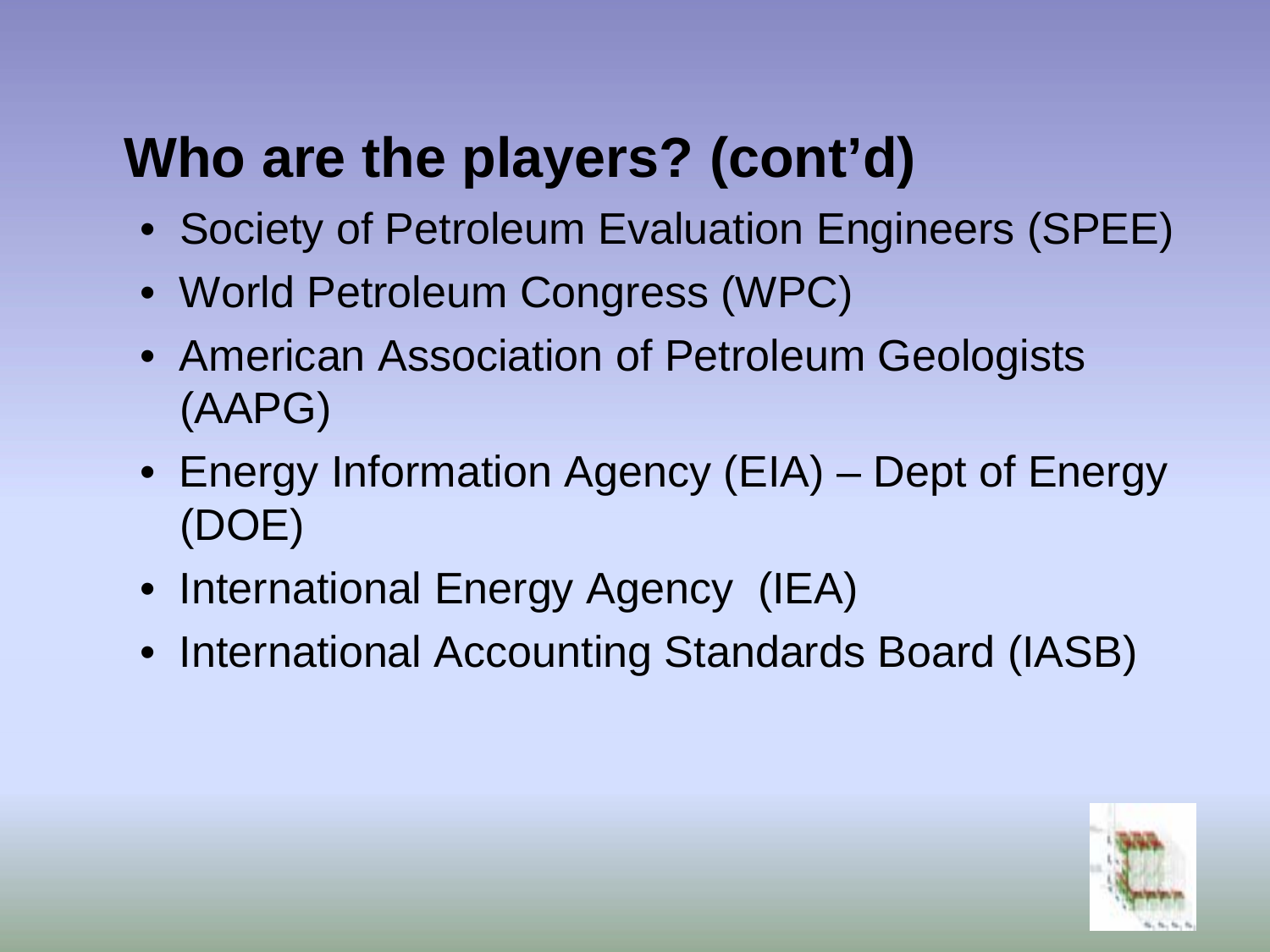# Who are the players? (cont'd)

- Society of Petroleum Evaluation Engineers (SPEE)
- World Petroleum Congress (WPC)
- American Association of Petroleum Geologists (AAPG)
- Energy Information Agency (EIA) – Dept of Energy (DOE)
- International Energy Agency (IEA)
- International Accounting Standards Board (IASB)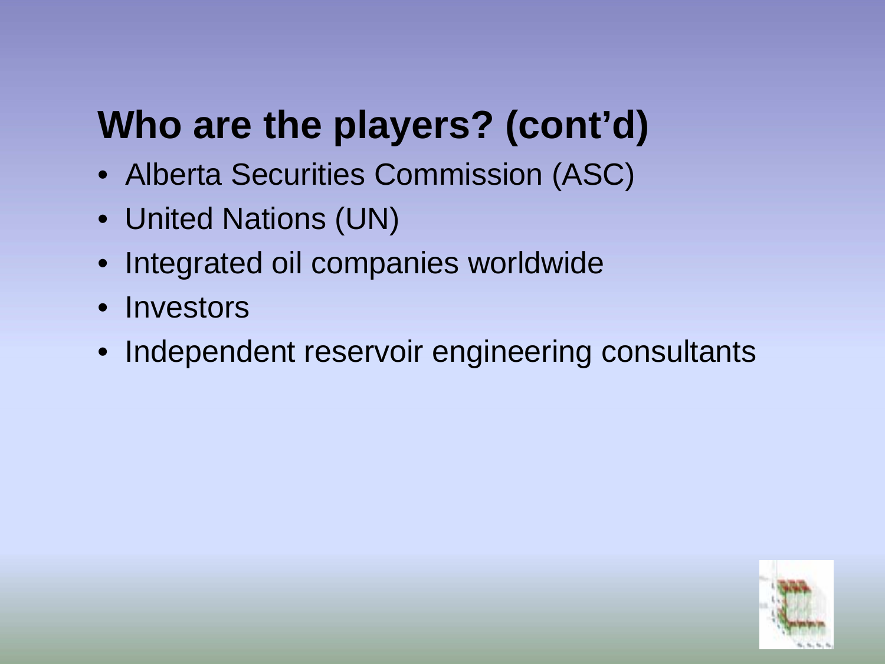# Who are the players? (cont'd)

- Alberta Securities Commission (ASC)
- United Nations (UN)
- Integrated oil companies worldwide
- Investors
- Independent reservoir engineering consultants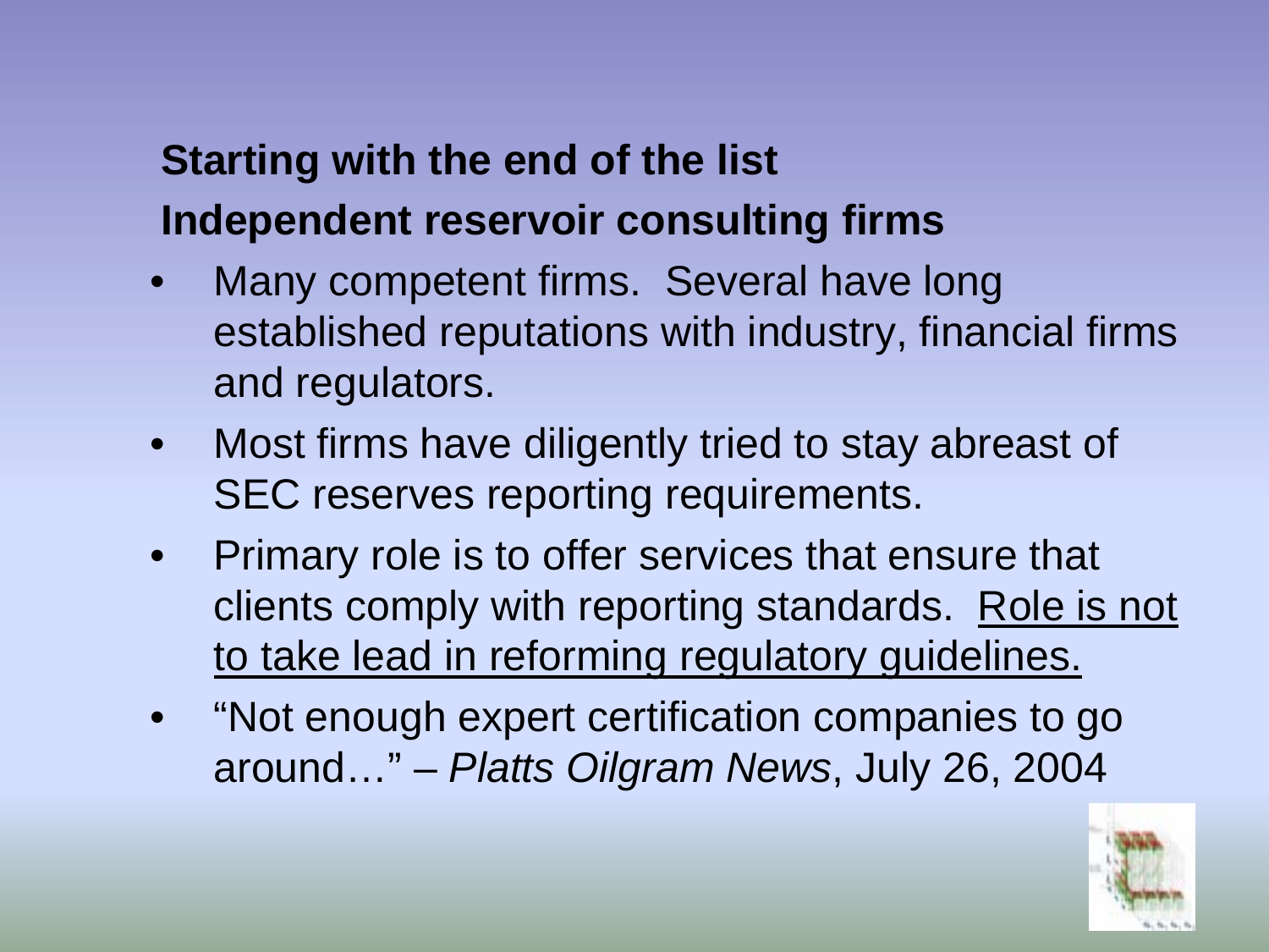**Starting with the end of the list**

**Independent reservoir consulting firms**

- Many competent firms. Several have long established reputations with industry, financial firms and regulators.
- Most firms have diligently tried to stay abreast of SEC reserves reporting requirements.
- Primary role is to offer services that ensure that clients comply with reporting standards. <u>Role is not to take lead in reforming regulatory guidelines.</u>
- "Not enough expert certification companies to go around…" – *Platts Oilgram News*, July 26, 2004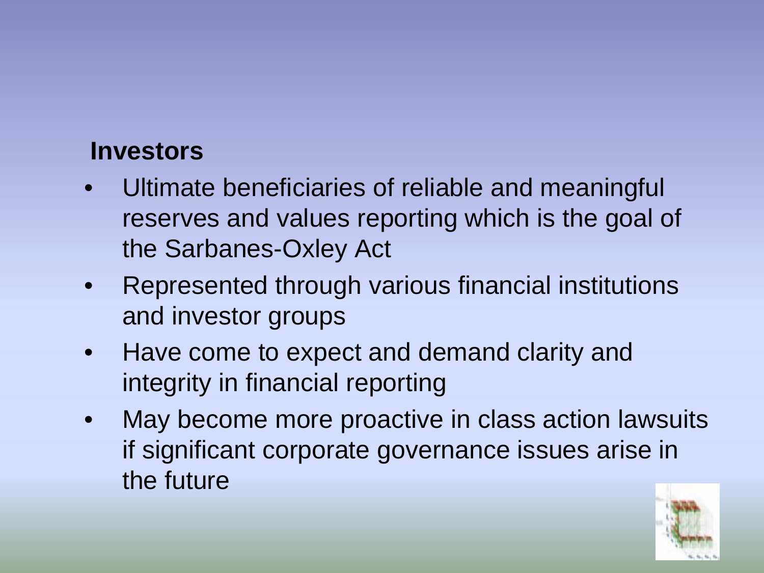**Investors**

- Ultimate beneficiaries of reliable and meaningful reserves and values reporting which is the goal of the Sarbanes-Oxley Act
- Represented through various financial institutions and investor groups
- Have come to expect and demand clarity and integrity in financial reporting
- May become more proactive in class action lawsuits if significant corporate governance issues arise in the future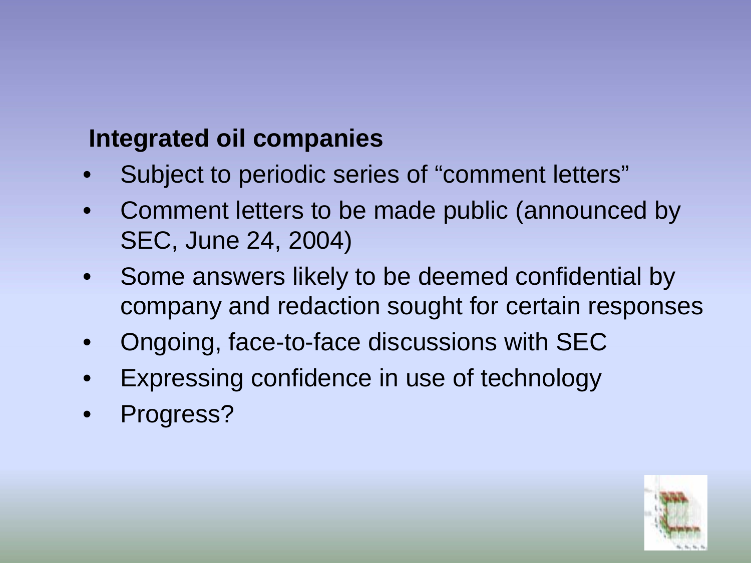**Integrated oil companies**

- Subject to periodic series of “comment letters”
- Comment letters to be made public (announced by SEC, June 24, 2004)
- Some answers likely to be deemed confidential by company and redaction sought for certain responses
- Ongoing, face-to-face discussions with SEC
- Expressing confidence in use of technology
- Progress?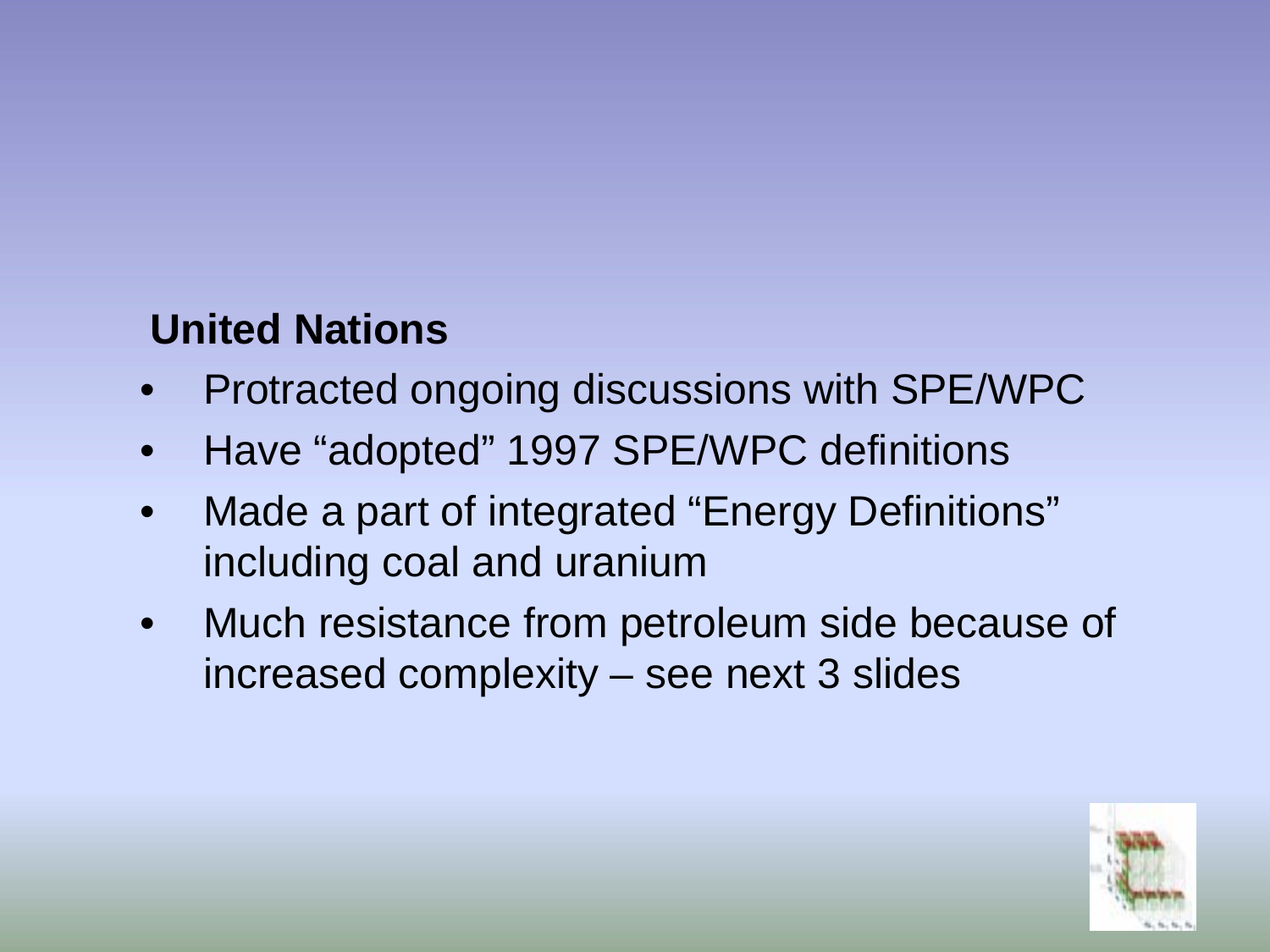**United Nations**

- Protracted ongoing discussions with SPE/WPC
- Have “adopted” 1997 SPE/WPC definitions
- Made a part of integrated “Energy Definitions” including coal and uranium
- Much resistance from petroleum side because of increased complexity – see next 3 slides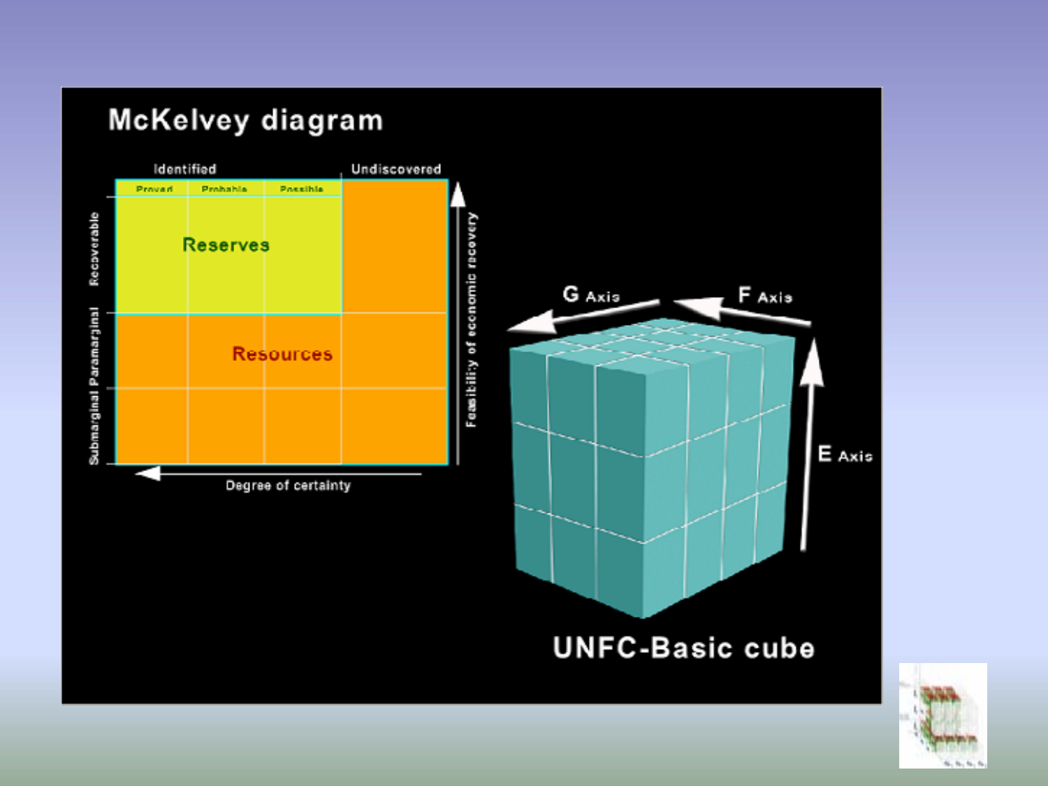# McKelvey diagram

| | Identified | | | Undiscovered |
|---|---|---|---|---|
| | Proved | Probable | Possible | |
| Recoverable | Reserves | | | |
| Paramarginal | Resources | | | |
| Submarginal | | | | |

Degree of certainty

Feasibility of economic recovery

G Axis

F Axis

E Axis

UNFC-Basic cube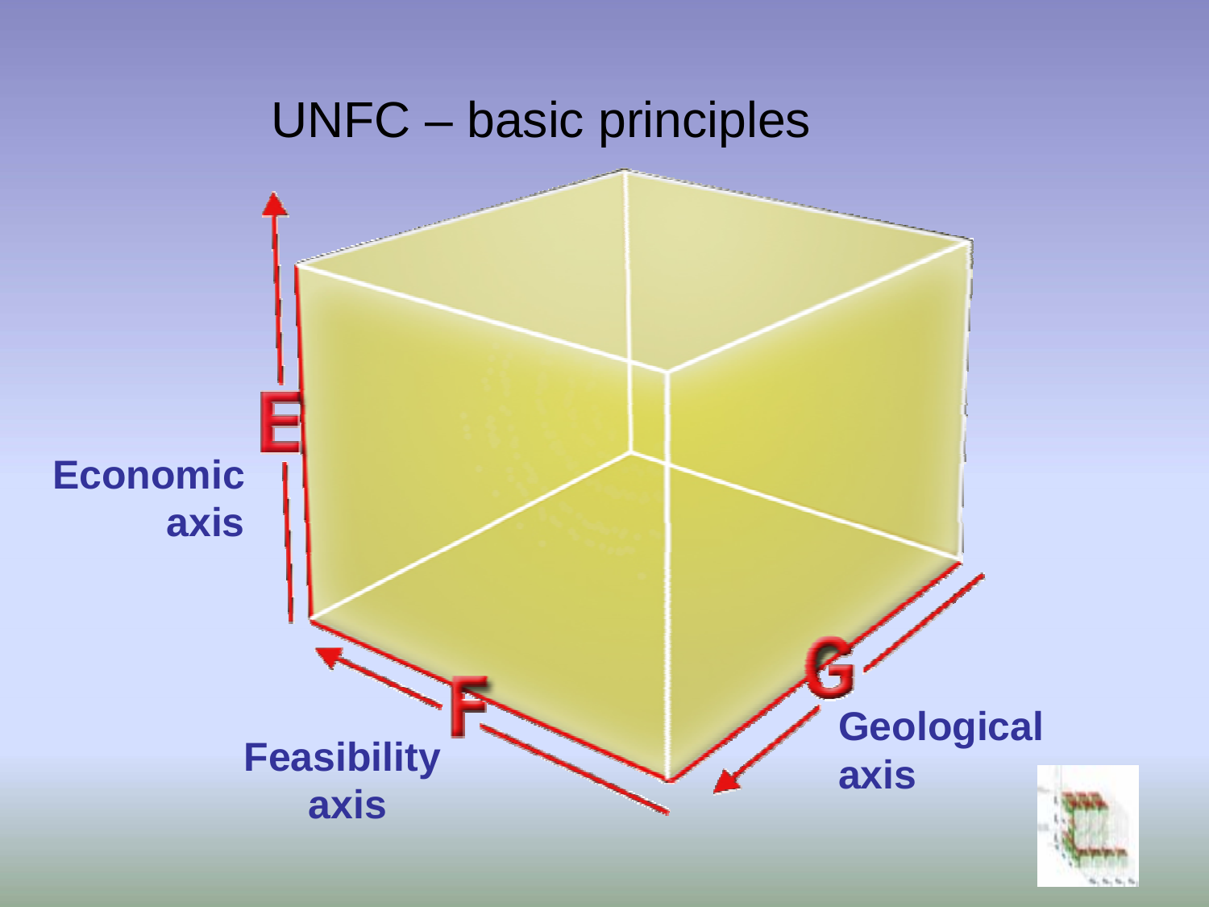# UNFC – basic principles

**E**

**Economic axis**

**F**

**Feasibility axis**

**G**

**Geological axis**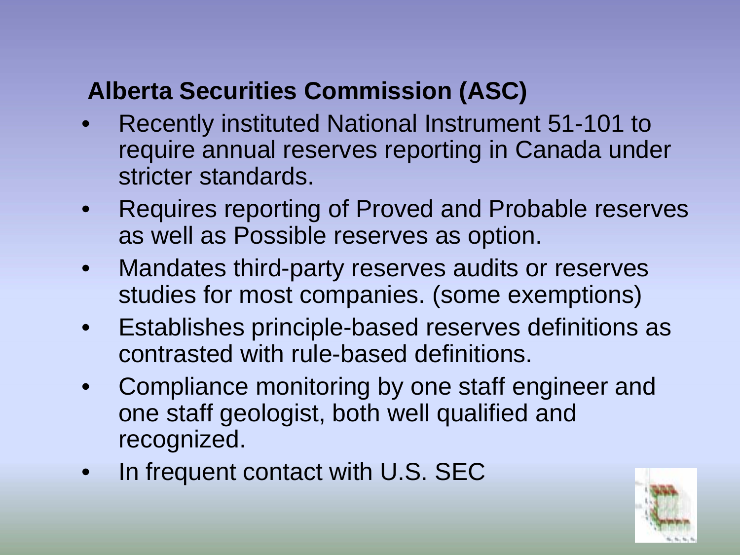## Alberta Securities Commission (ASC)

- Recently instituted National Instrument 51-101 to require annual reserves reporting in Canada under stricter standards.
- Requires reporting of Proved and Probable reserves as well as Possible reserves as option.
- Mandates third-party reserves audits or reserves studies for most companies. (some exemptions)
- Establishes principle-based reserves definitions as contrasted with rule-based definitions.
- Compliance monitoring by one staff engineer and one staff geologist, both well qualified and recognized.
- In frequent contact with U.S. SEC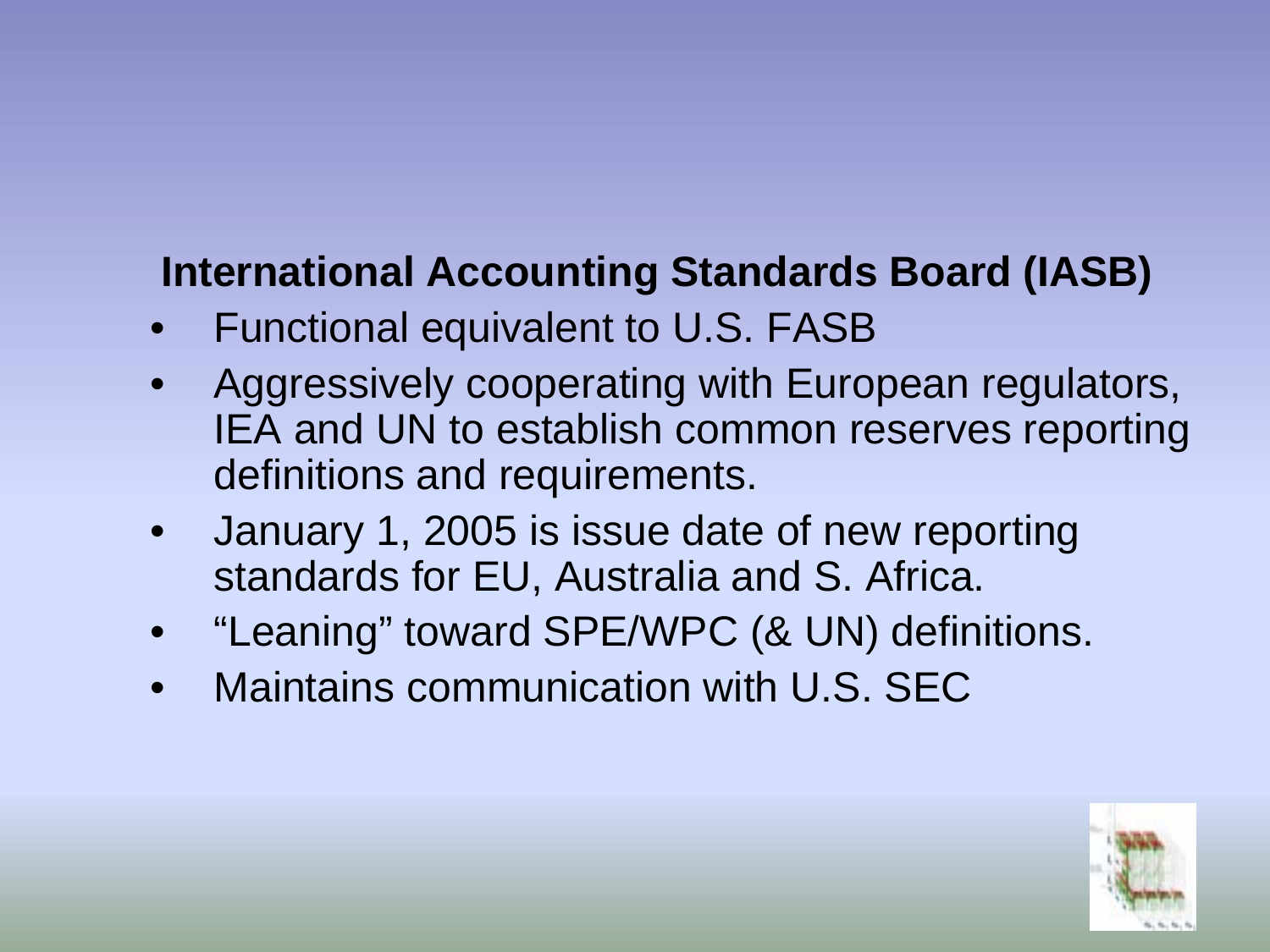## International Accounting Standards Board (IASB)

- Functional equivalent to U.S. FASB
- Aggressively cooperating with European regulators, IEA and UN to establish common reserves reporting definitions and requirements.
- January 1, 2005 is issue date of new reporting standards for EU, Australia and S. Africa.
- "Leaning" toward SPE/WPC (& UN) definitions.
- Maintains communication with U.S. SEC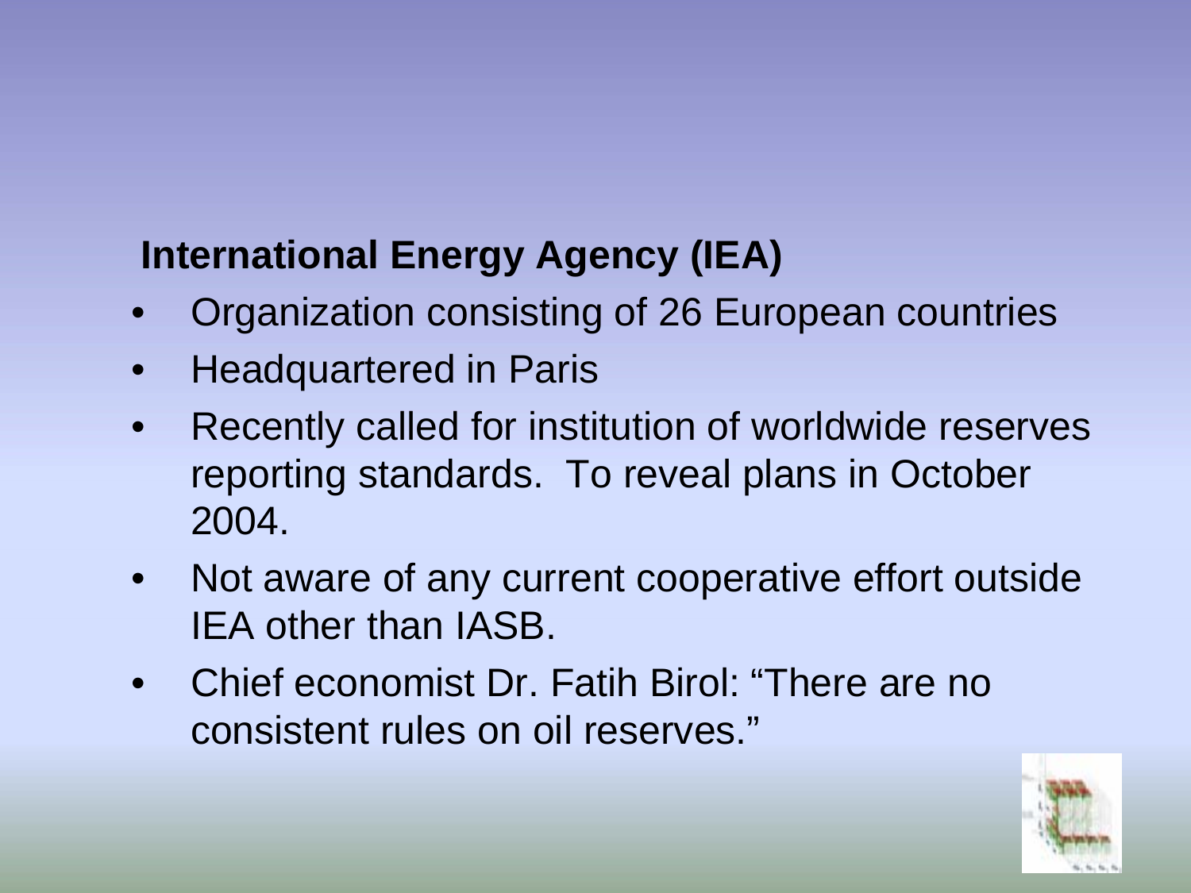## International Energy Agency (IEA)

- Organization consisting of 26 European countries
- Headquartered in Paris
- Recently called for institution of worldwide reserves reporting standards. To reveal plans in October 2004.
- Not aware of any current cooperative effort outside IEA other than IASB.
- Chief economist Dr. Fatih Birol: “There are no consistent rules on oil reserves.”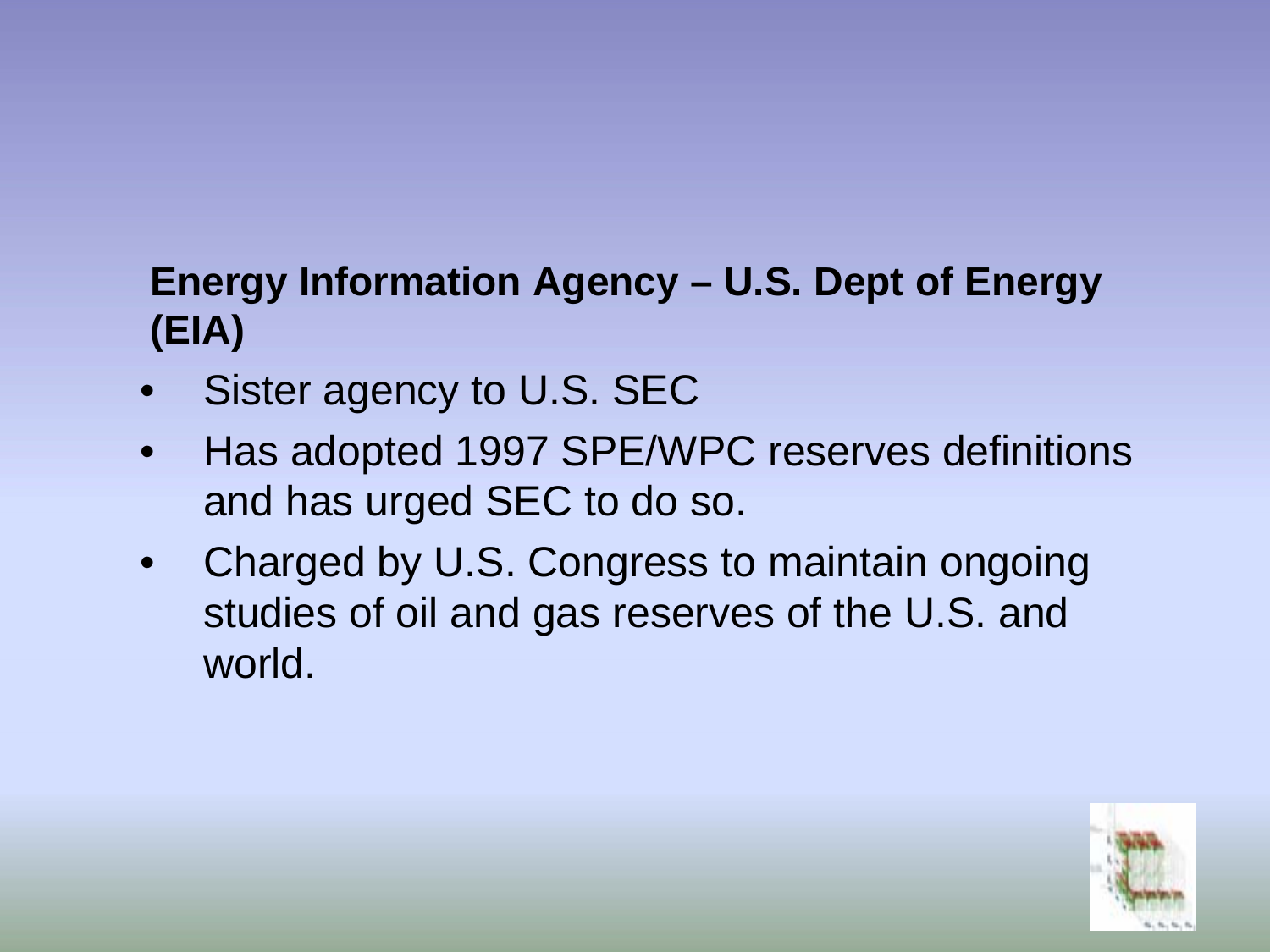**Energy Information Agency – U.S. Dept of Energy (EIA)**

- Sister agency to U.S. SEC
- Has adopted 1997 SPE/WPC reserves definitions and has urged SEC to do so.
- Charged by U.S. Congress to maintain ongoing studies of oil and gas reserves of the U.S. and world.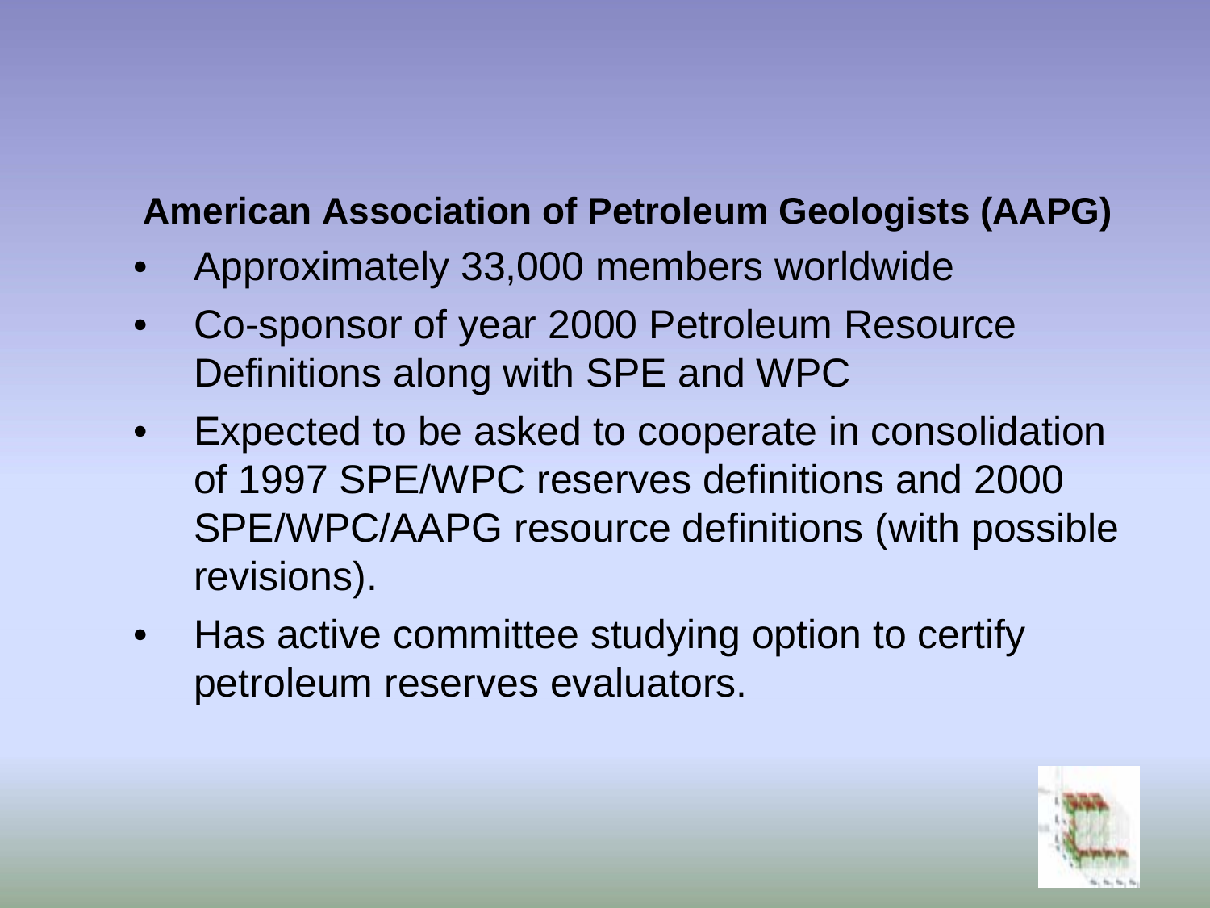## American Association of Petroleum Geologists (AAPG)

- Approximately 33,000 members worldwide
- Co-sponsor of year 2000 Petroleum Resource Definitions along with SPE and WPC
- Expected to be asked to cooperate in consolidation of 1997 SPE/WPC reserves definitions and 2000 SPE/WPC/AAPG resource definitions (with possible revisions).
- Has active committee studying option to certify petroleum reserves evaluators.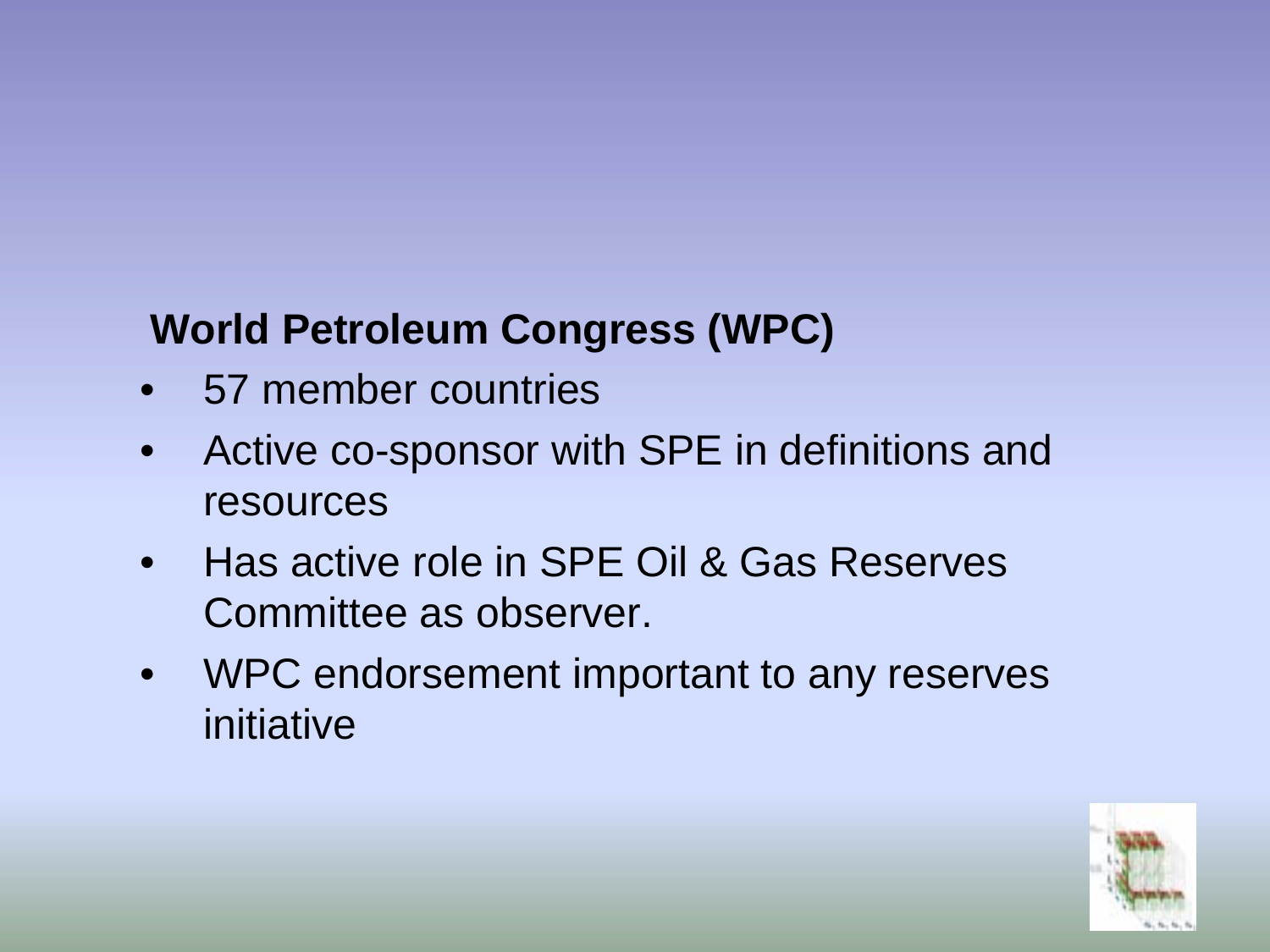## World Petroleum Congress (WPC)

- 57 member countries
- Active co-sponsor with SPE in definitions and resources
- Has active role in SPE Oil & Gas Reserves Committee as observer.
- WPC endorsement important to any reserves initiative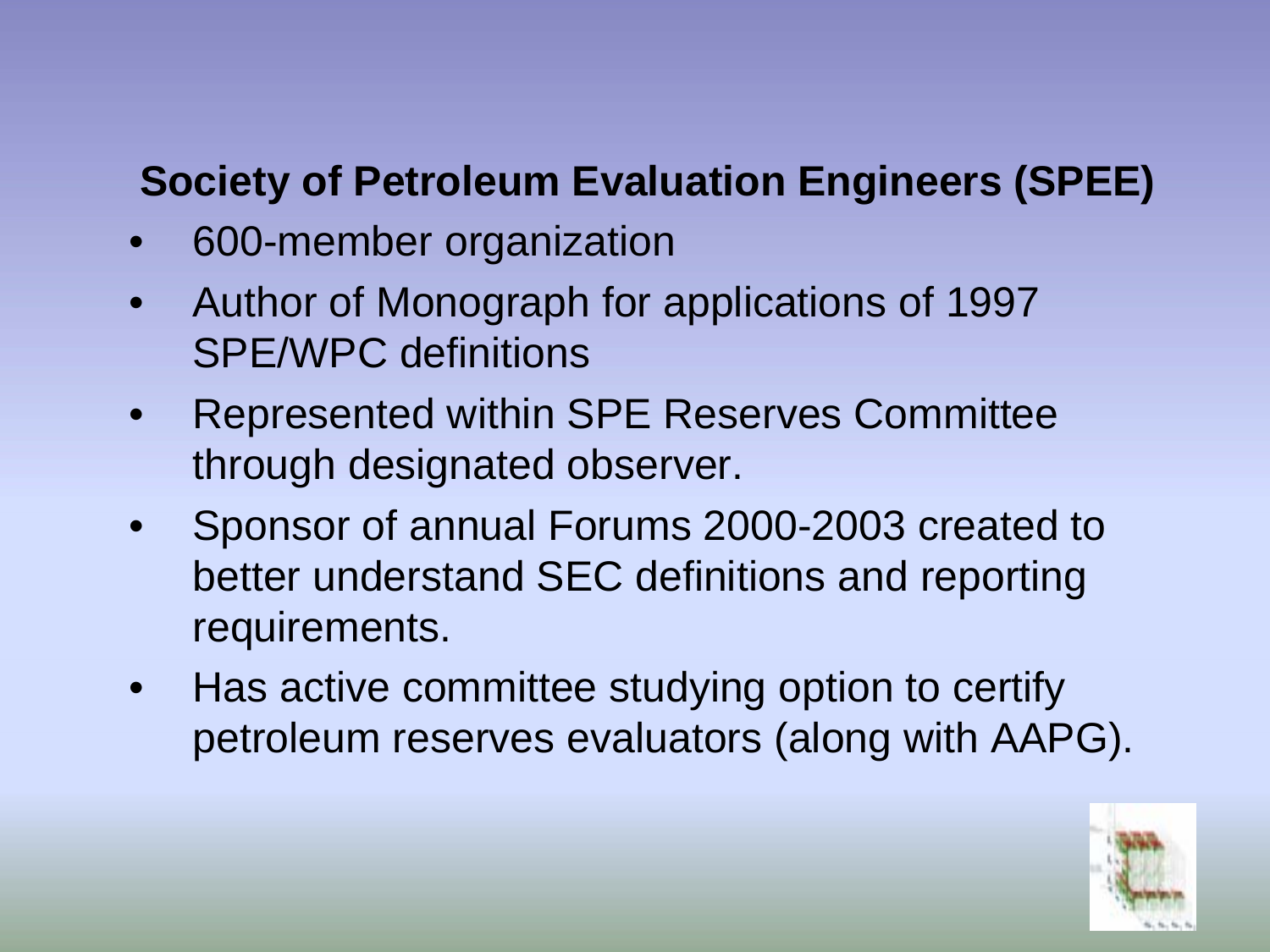## Society of Petroleum Evaluation Engineers (SPEE)

- 600-member organization
- Author of Monograph for applications of 1997 SPE/WPC definitions
- Represented within SPE Reserves Committee through designated observer.
- Sponsor of annual Forums 2000-2003 created to better understand SEC definitions and reporting requirements.
- Has active committee studying option to certify petroleum reserves evaluators (along with AAPG).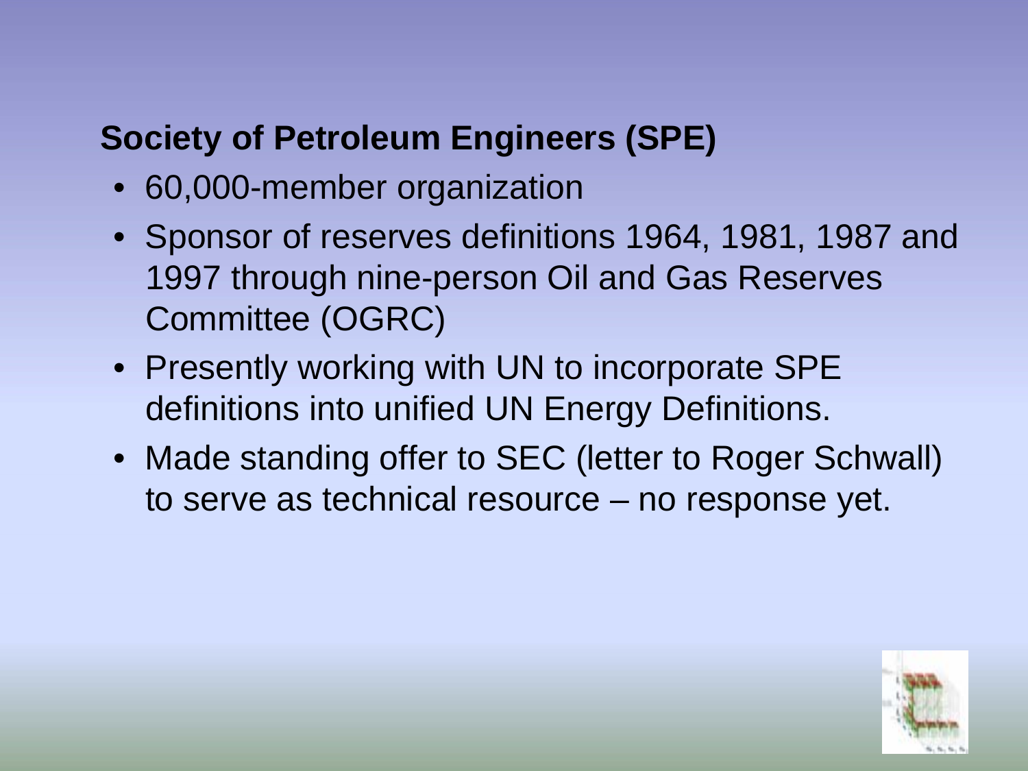## Society of Petroleum Engineers (SPE)

- 60,000-member organization
- Sponsor of reserves definitions 1964, 1981, 1987 and 1997 through nine-person Oil and Gas Reserves Committee (OGRC)
- Presently working with UN to incorporate SPE definitions into unified UN Energy Definitions.
- Made standing offer to SEC (letter to Roger Schwall) to serve as technical resource – no response yet.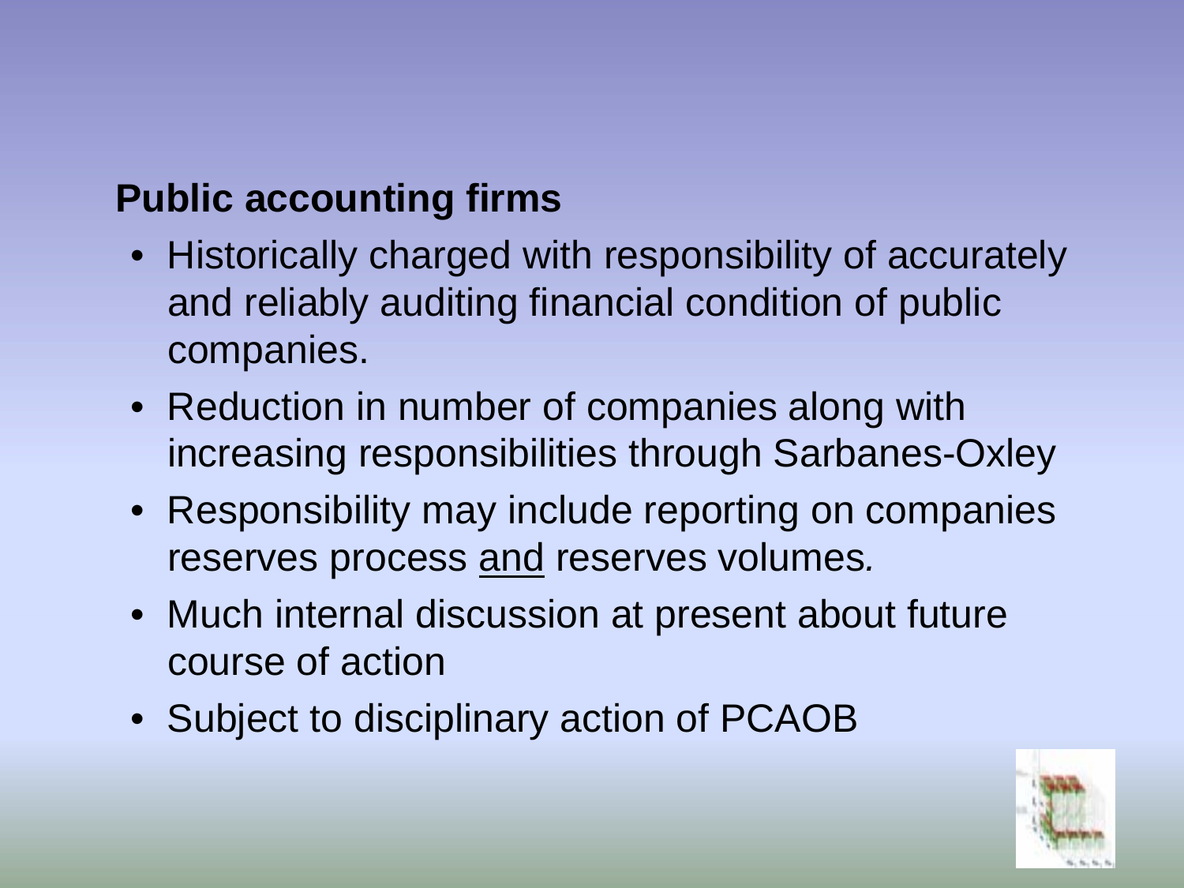## Public accounting firms

- Historically charged with responsibility of accurately and reliably auditing financial condition of public companies.
- Reduction in number of companies along with increasing responsibilities through Sarbanes-Oxley
- Responsibility may include reporting on companies reserves process <u>and</u> reserves volumes.
- Much internal discussion at present about future course of action
- Subject to disciplinary action of PCAOB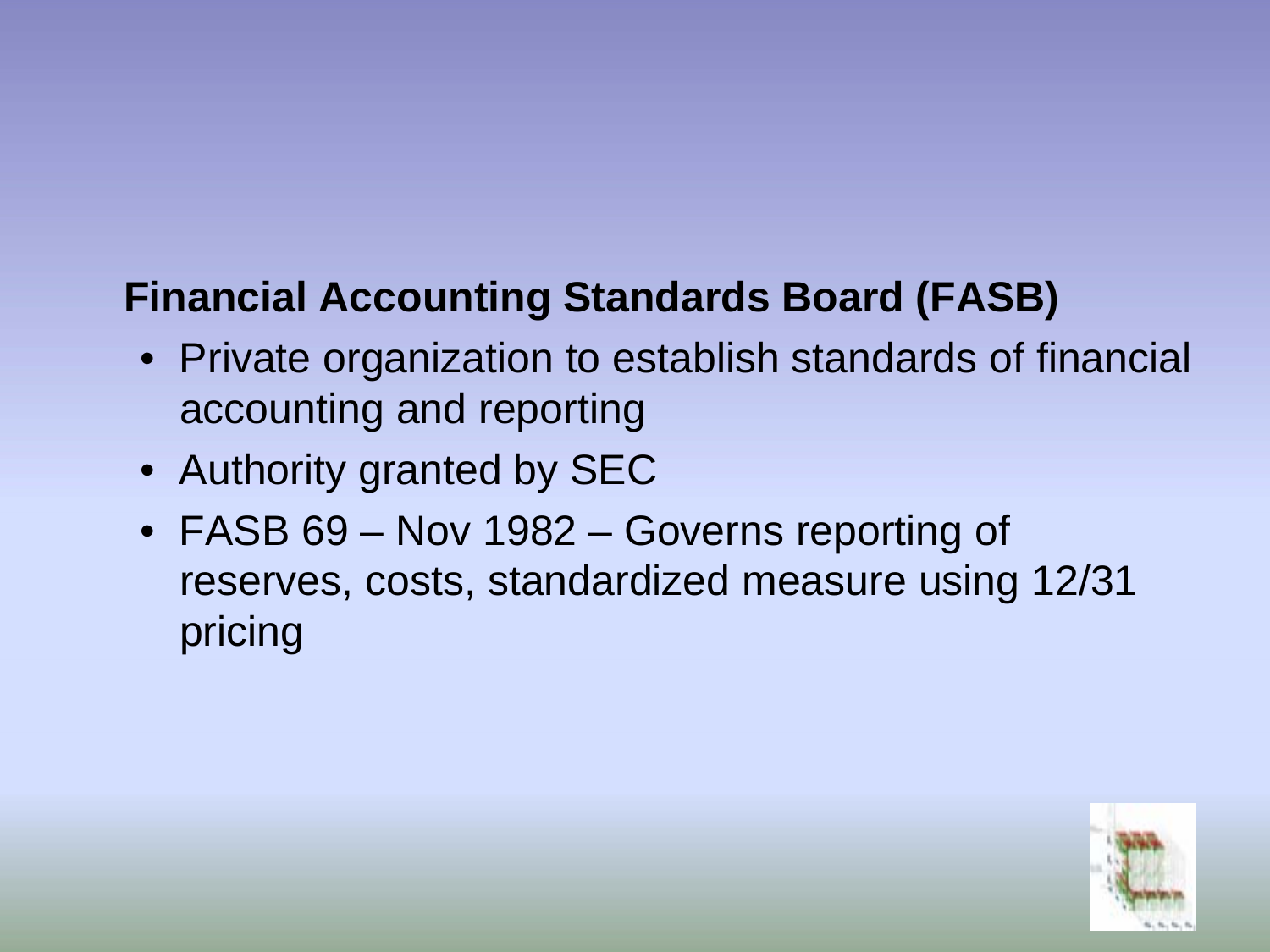## Financial Accounting Standards Board (FASB)

- Private organization to establish standards of financial accounting and reporting
- Authority granted by SEC
- FASB 69 – Nov 1982 – Governs reporting of reserves, costs, standardized measure using 12/31 pricing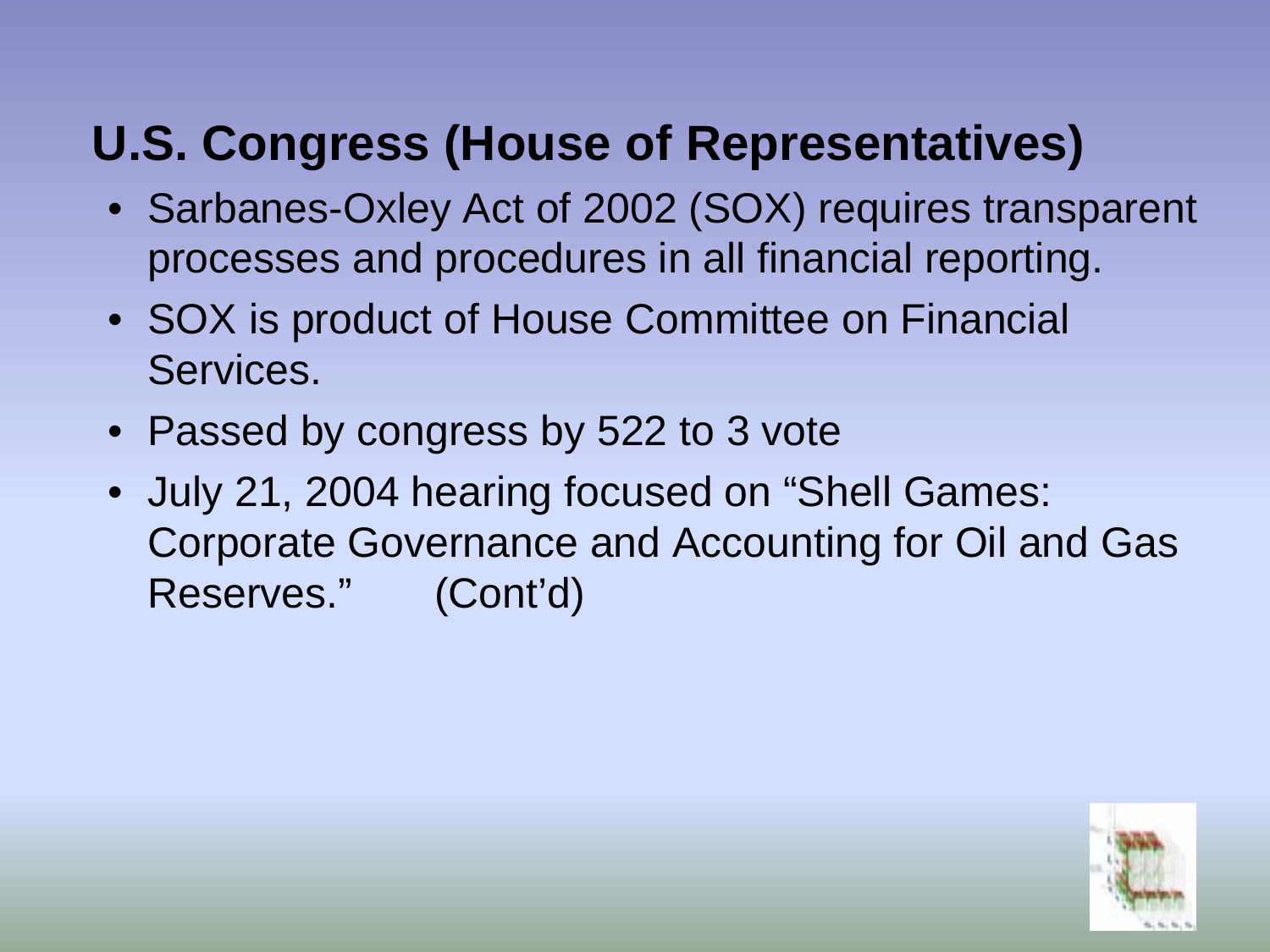## U.S. Congress (House of Representatives)

- Sarbanes-Oxley Act of 2002 (SOX) requires transparent processes and procedures in all financial reporting.
- SOX is product of House Committee on Financial Services.
- Passed by congress by 522 to 3 vote
- July 21, 2004 hearing focused on “Shell Games: Corporate Governance and Accounting for Oil and Gas Reserves.” (Cont’d)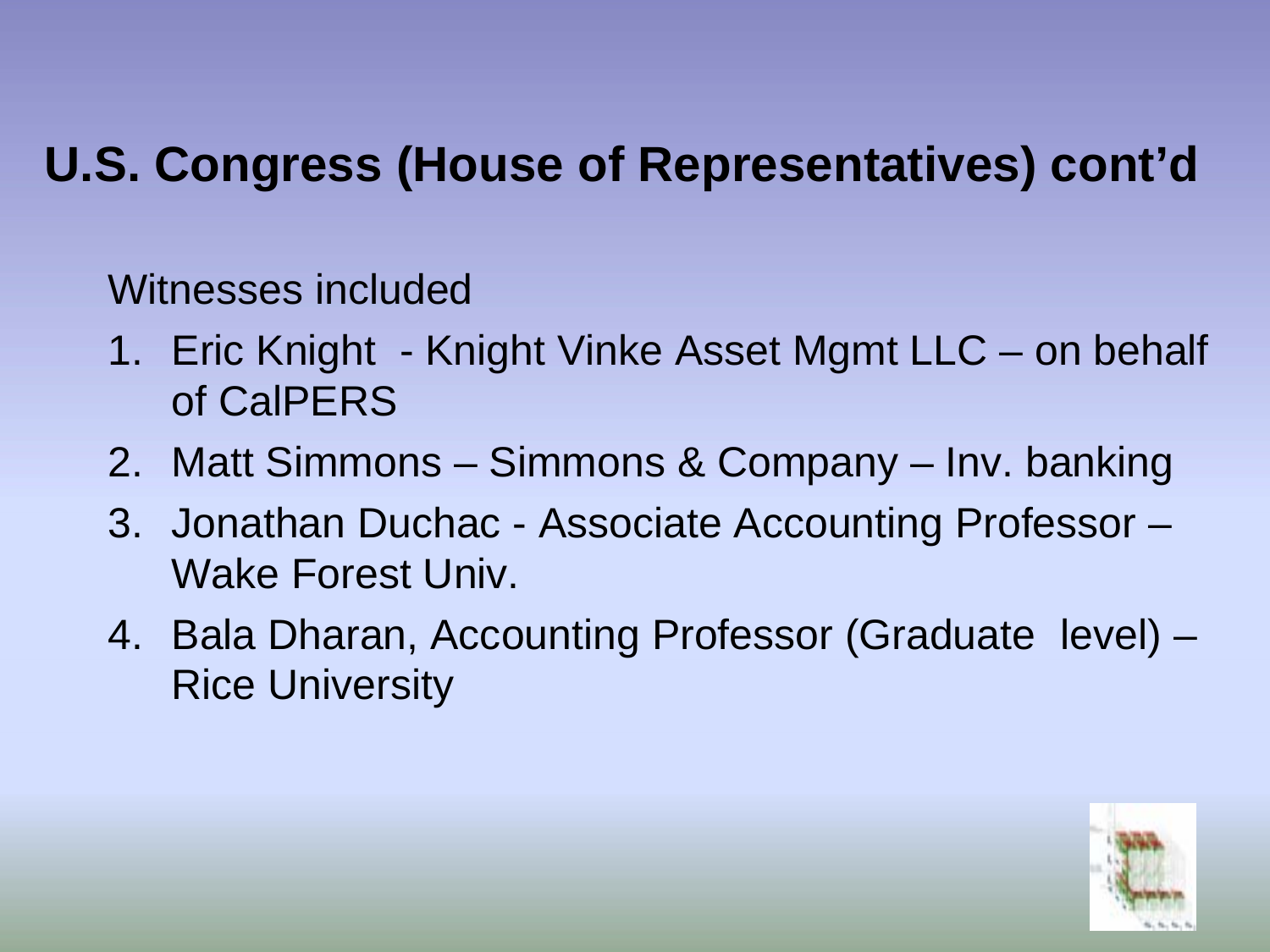# U.S. Congress (House of Representatives) cont'd

Witnesses included

1. Eric Knight - Knight Vinke Asset Mgmt LLC – on behalf of CalPERS
2. Matt Simmons – Simmons & Company – Inv. banking
3. Jonathan Duchac - Associate Accounting Professor – Wake Forest Univ.
4. Bala Dharan, Accounting Professor (Graduate level) – Rice University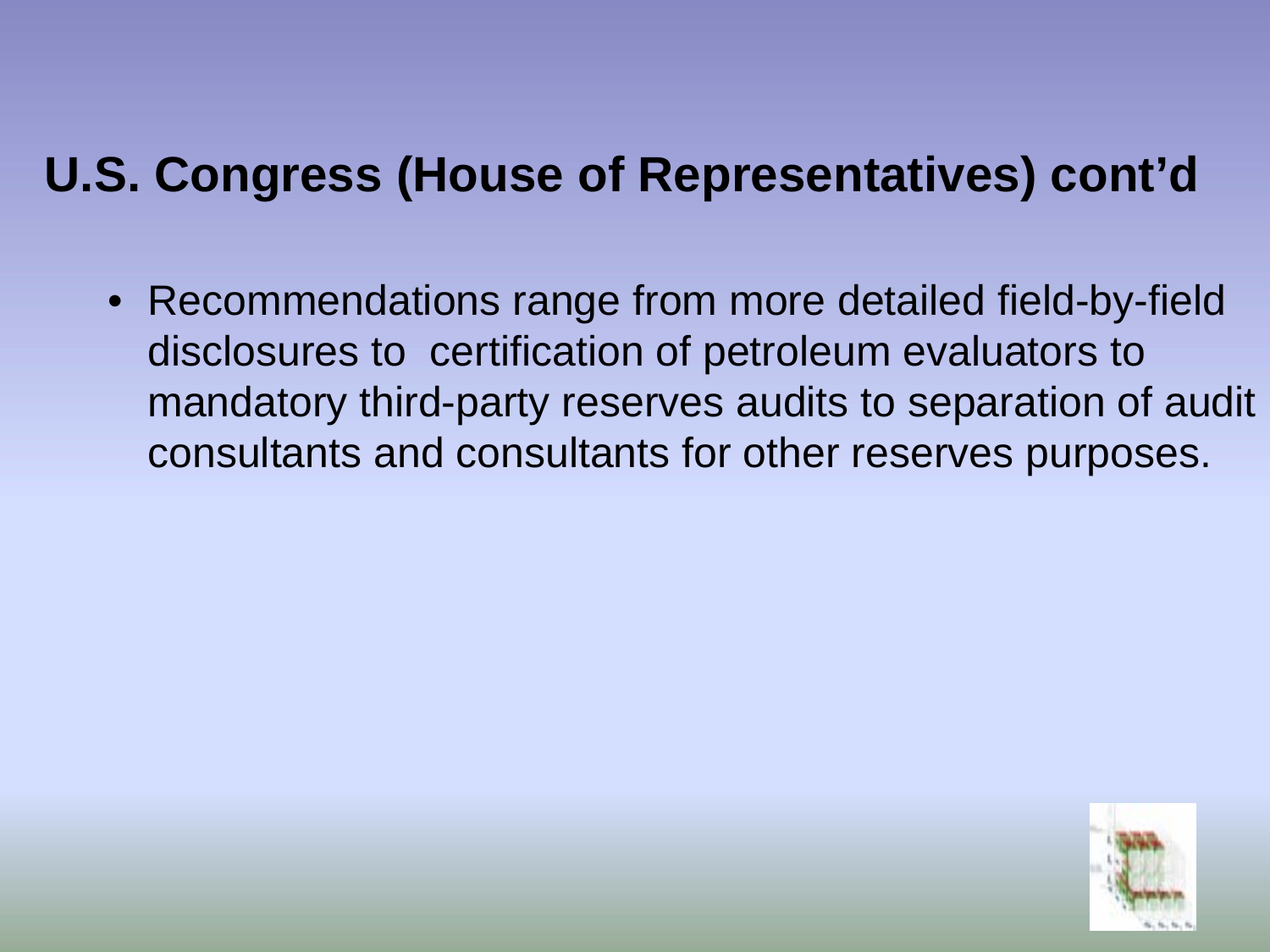## U.S. Congress (House of Representatives) cont'd

- Recommendations range from more detailed field-by-field disclosures to certification of petroleum evaluators to mandatory third-party reserves audits to separation of audit consultants and consultants for other reserves purposes.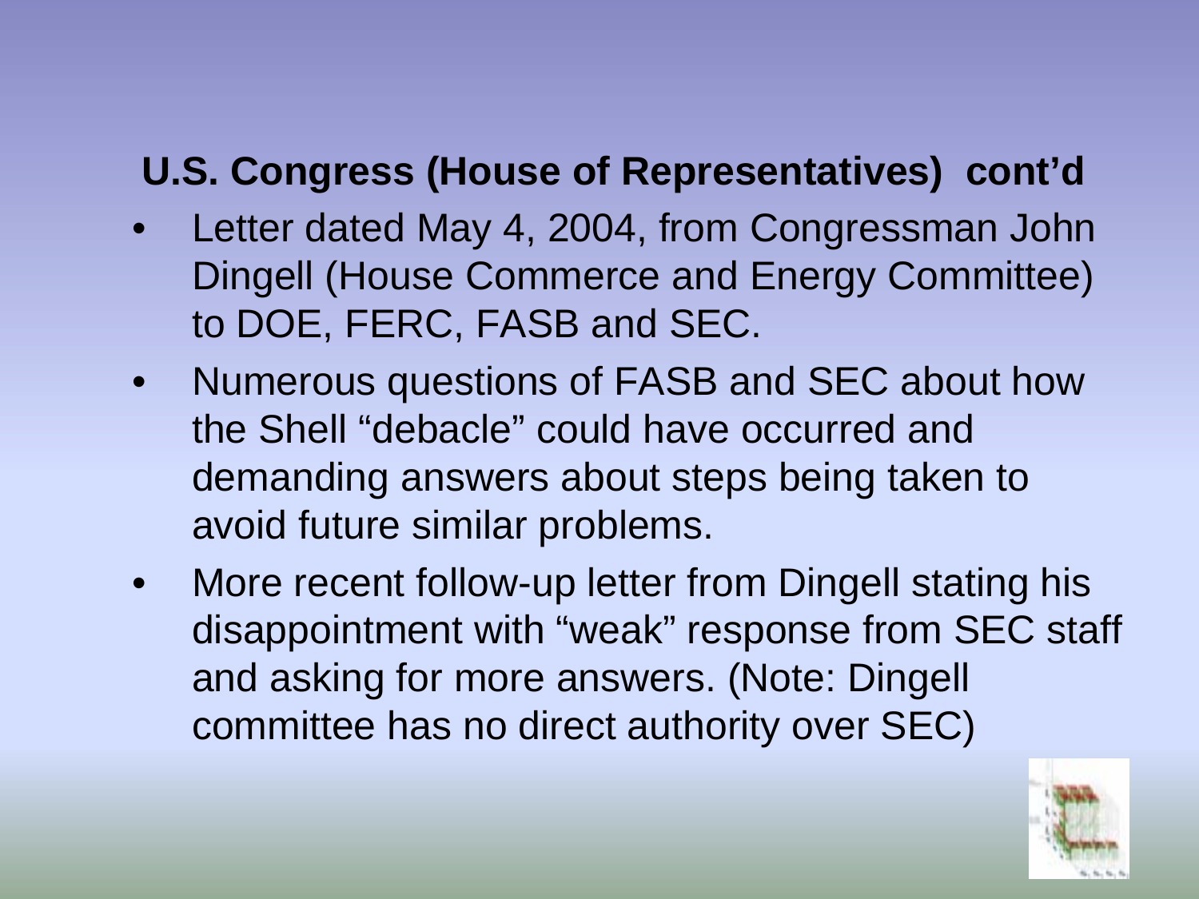## U.S. Congress (House of Representatives) cont'd

- Letter dated May 4, 2004, from Congressman John Dingell (House Commerce and Energy Committee) to DOE, FERC, FASB and SEC.
- Numerous questions of FASB and SEC about how the Shell "debacle" could have occurred and demanding answers about steps being taken to avoid future similar problems.
- More recent follow-up letter from Dingell stating his disappointment with "weak" response from SEC staff and asking for more answers. (Note: Dingell committee has no direct authority over SEC)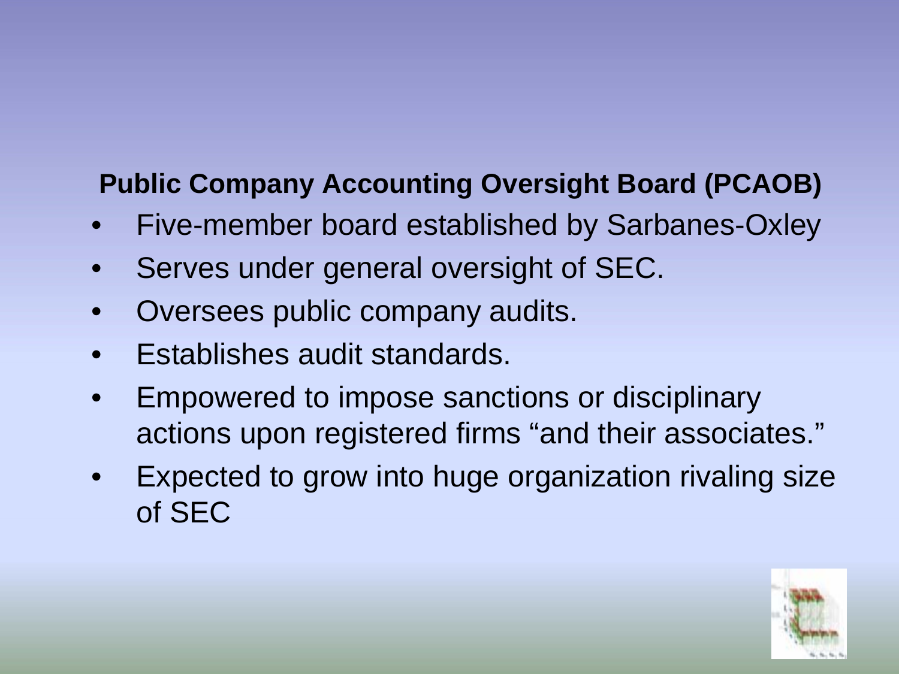**Public Company Accounting Oversight Board (PCAOB)**

- Five-member board established by Sarbanes-Oxley
- Serves under general oversight of SEC.
- Oversees public company audits.
- Establishes audit standards.
- Empowered to impose sanctions or disciplinary actions upon registered firms "and their associates."
- Expected to grow into huge organization rivaling size of SEC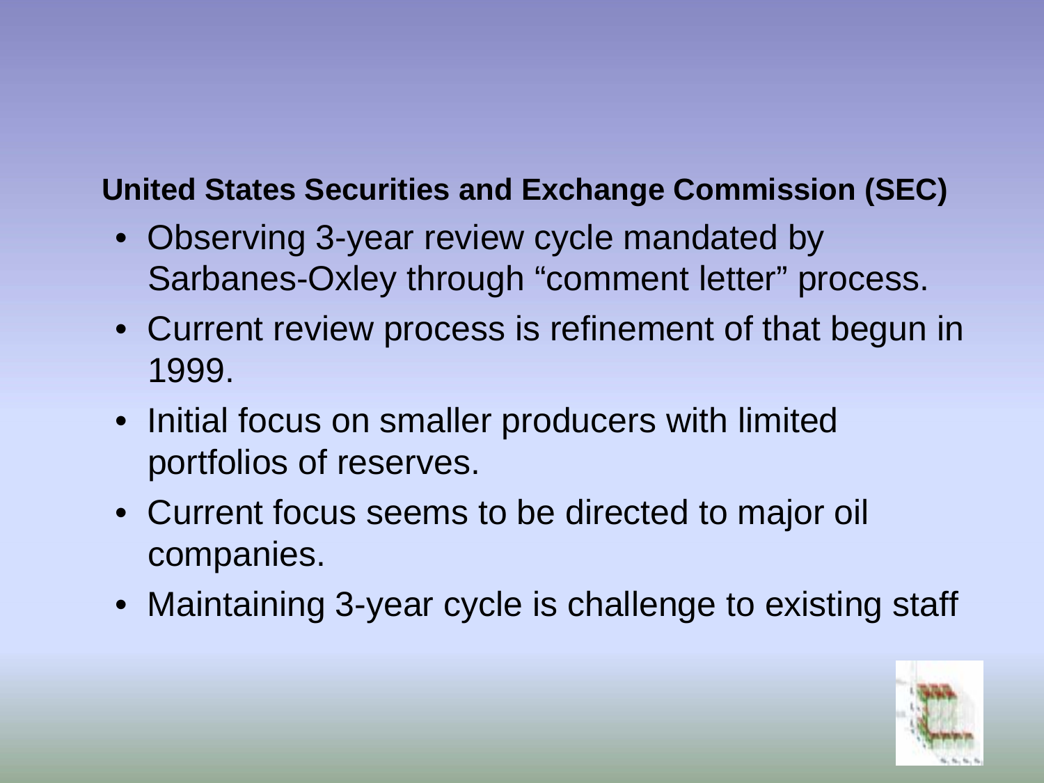**United States Securities and Exchange Commission (SEC)**

- Observing 3-year review cycle mandated by Sarbanes-Oxley through “comment letter” process.
- Current review process is refinement of that begun in 1999.
- Initial focus on smaller producers with limited portfolios of reserves.
- Current focus seems to be directed to major oil companies.
- Maintaining 3-year cycle is challenge to existing staff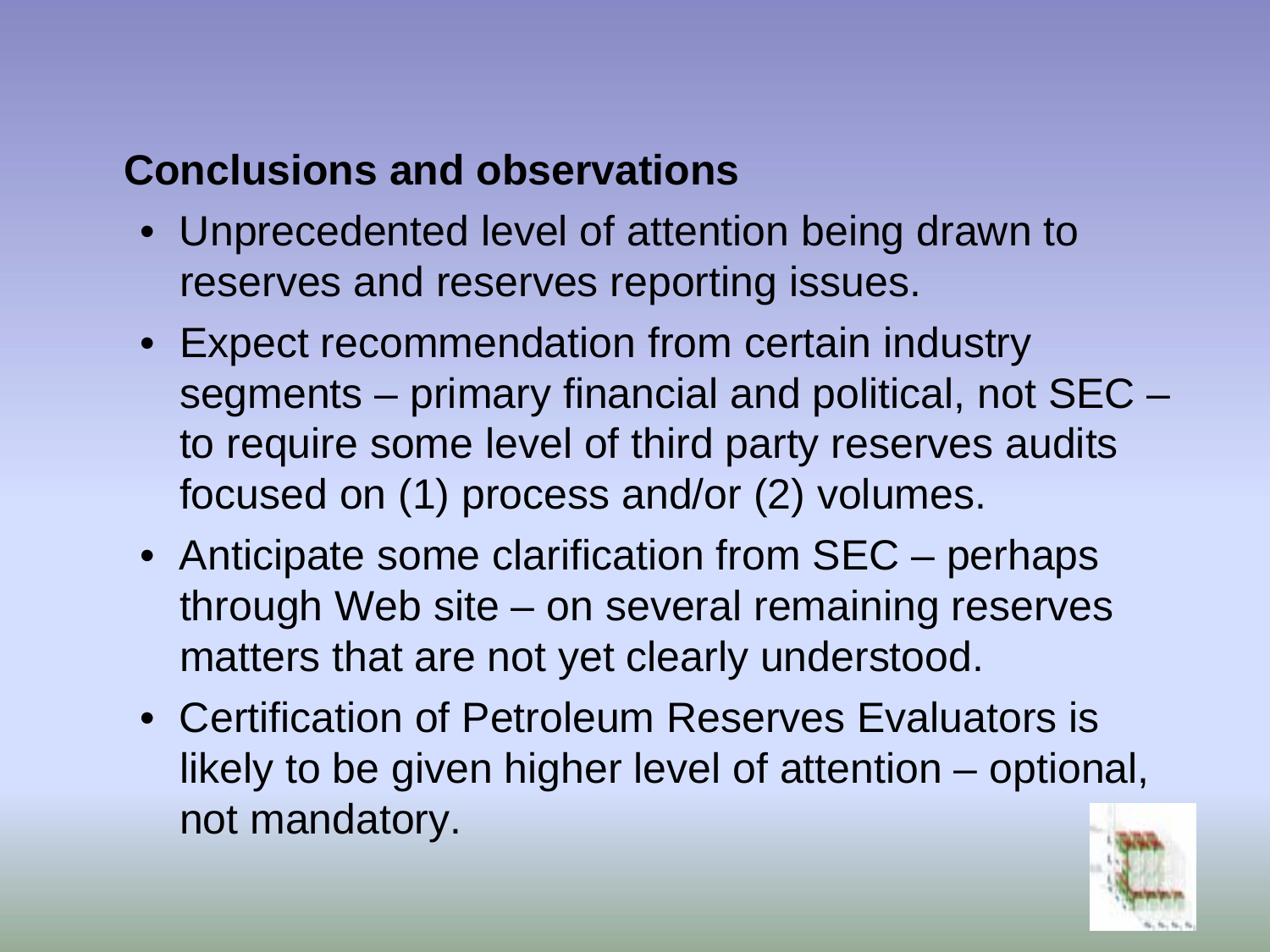## Conclusions and observations

- Unprecedented level of attention being drawn to reserves and reserves reporting issues.
- Expect recommendation from certain industry segments – primary financial and political, not SEC – to require some level of third party reserves audits focused on (1) process and/or (2) volumes.
- Anticipate some clarification from SEC – perhaps through Web site – on several remaining reserves matters that are not yet clearly understood.
- Certification of Petroleum Reserves Evaluators is likely to be given higher level of attention – optional, not mandatory.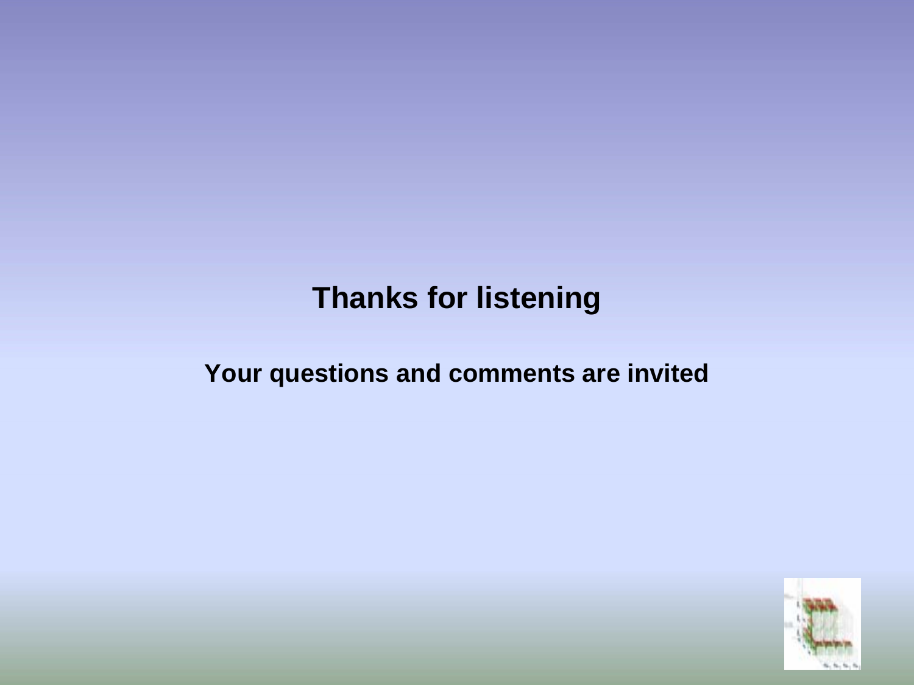**Thanks for listening**

**Your questions and comments are invited**